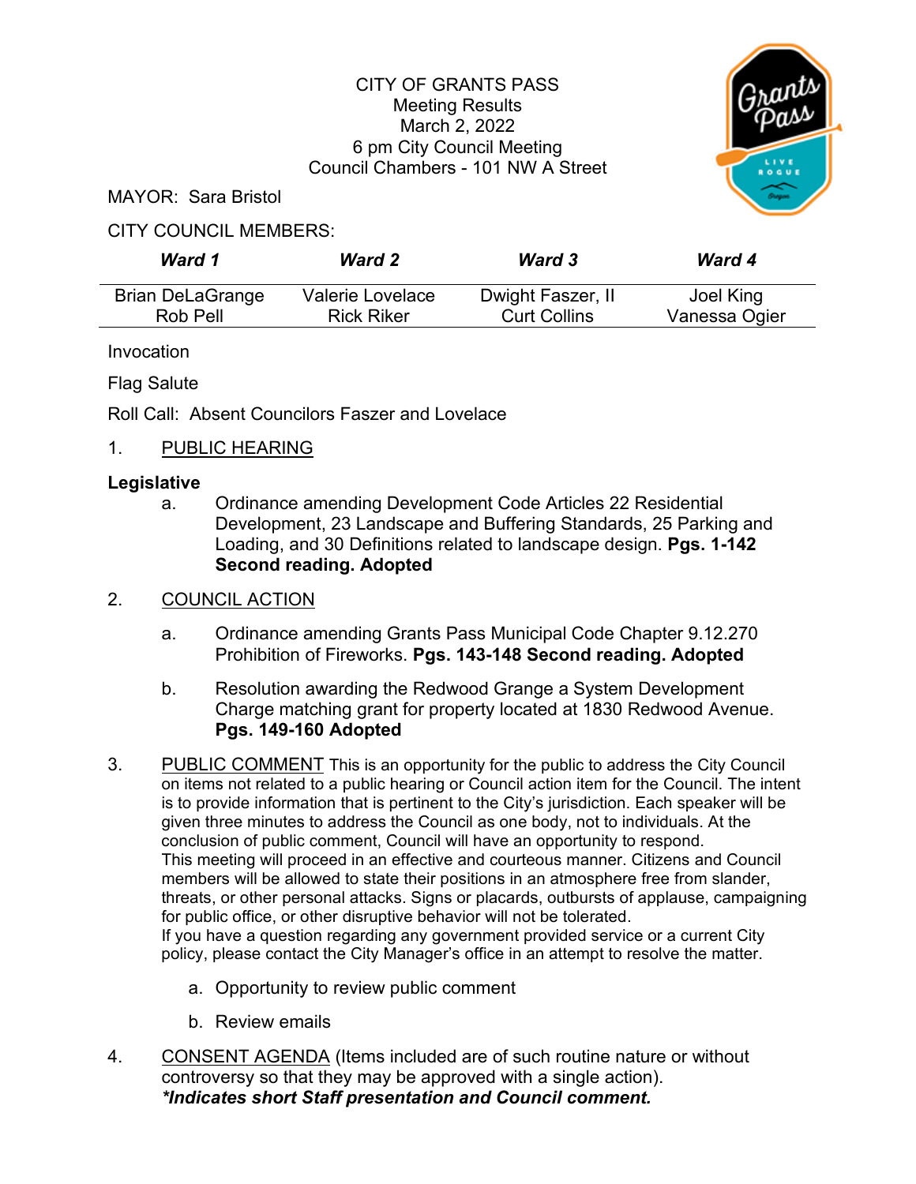CITY OF GRANTS PASS
Meeting Results
March 2, 2022
6 pm City Council Meeting
Council Chambers - 101 NW A Street

MAYOR: Sara Bristol

CITY COUNCIL MEMBERS:

| ***Ward 1*** | ***Ward 2*** | ***Ward 3*** | ***Ward 4*** |
|---|---|---|---|
| Brian DeLaGrange<br>Rob Pell | Valerie Lovelace<br>Rick Riker | Dwight Faszer, II<br>Curt Collins | Joel King<br>Vanessa Ogier |

Invocation

Flag Salute

Roll Call: Absent Councilors Faszer and Lovelace

1. PUBLIC HEARING

**Legislative**

a. Ordinance amending Development Code Articles 22 Residential Development, 23 Landscape and Buffering Standards, 25 Parking and Loading, and 30 Definitions related to landscape design. **Pgs. 1-142 Second reading. Adopted**

2. COUNCIL ACTION

a. Ordinance amending Grants Pass Municipal Code Chapter 9.12.270 Prohibition of Fireworks. **Pgs. 143-148 Second reading. Adopted**

b. Resolution awarding the Redwood Grange a System Development Charge matching grant for property located at 1830 Redwood Avenue. **Pgs. 149-160 Adopted**

3. PUBLIC COMMENT This is an opportunity for the public to address the City Council on items not related to a public hearing or Council action item for the Council. The intent is to provide information that is pertinent to the City's jurisdiction. Each speaker will be given three minutes to address the Council as one body, not to individuals. At the conclusion of public comment, Council will have an opportunity to respond.
This meeting will proceed in an effective and courteous manner. Citizens and Council members will be allowed to state their positions in an atmosphere free from slander, threats, or other personal attacks. Signs or placards, outbursts of applause, campaigning for public office, or other disruptive behavior will not be tolerated.
If you have a question regarding any government provided service or a current City policy, please contact the City Manager's office in an attempt to resolve the matter.

   a. Opportunity to review public comment

   b. Review emails

4. CONSENT AGENDA (Items included are of such routine nature or without controversy so that they may be approved with a single action).
***\*Indicates short Staff presentation and Council comment.***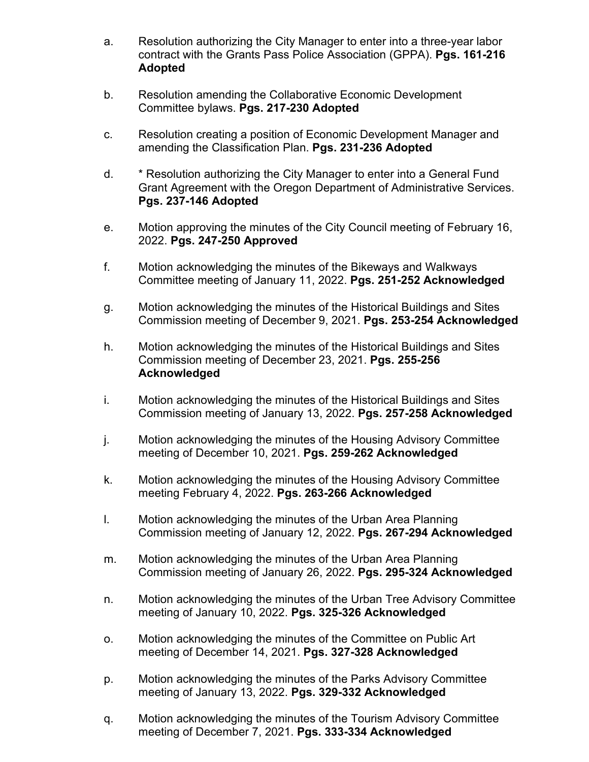a. Resolution authorizing the City Manager to enter into a three-year labor contract with the Grants Pass Police Association (GPPA). **Pgs. 161-216 Adopted**

b. Resolution amending the Collaborative Economic Development Committee bylaws. **Pgs. 217-230 Adopted**

c. Resolution creating a position of Economic Development Manager and amending the Classification Plan. **Pgs. 231-236 Adopted**

d. * Resolution authorizing the City Manager to enter into a General Fund Grant Agreement with the Oregon Department of Administrative Services. **Pgs. 237-146 Adopted**

e. Motion approving the minutes of the City Council meeting of February 16, 2022. **Pgs. 247-250 Approved**

f. Motion acknowledging the minutes of the Bikeways and Walkways Committee meeting of January 11, 2022. **Pgs. 251-252 Acknowledged**

g. Motion acknowledging the minutes of the Historical Buildings and Sites Commission meeting of December 9, 2021. **Pgs. 253-254 Acknowledged**

h. Motion acknowledging the minutes of the Historical Buildings and Sites Commission meeting of December 23, 2021. **Pgs. 255-256 Acknowledged**

i. Motion acknowledging the minutes of the Historical Buildings and Sites Commission meeting of January 13, 2022. **Pgs. 257-258 Acknowledged**

j. Motion acknowledging the minutes of the Housing Advisory Committee meeting of December 10, 2021. **Pgs. 259-262 Acknowledged**

k. Motion acknowledging the minutes of the Housing Advisory Committee meeting February 4, 2022. **Pgs. 263-266 Acknowledged**

l. Motion acknowledging the minutes of the Urban Area Planning Commission meeting of January 12, 2022. **Pgs. 267-294 Acknowledged**

m. Motion acknowledging the minutes of the Urban Area Planning Commission meeting of January 26, 2022. **Pgs. 295-324 Acknowledged**

n. Motion acknowledging the minutes of the Urban Tree Advisory Committee meeting of January 10, 2022. **Pgs. 325-326 Acknowledged**

o. Motion acknowledging the minutes of the Committee on Public Art meeting of December 14, 2021. **Pgs. 327-328 Acknowledged**

p. Motion acknowledging the minutes of the Parks Advisory Committee meeting of January 13, 2022. **Pgs. 329-332 Acknowledged**

q. Motion acknowledging the minutes of the Tourism Advisory Committee meeting of December 7, 2021. **Pgs. 333-334 Acknowledged**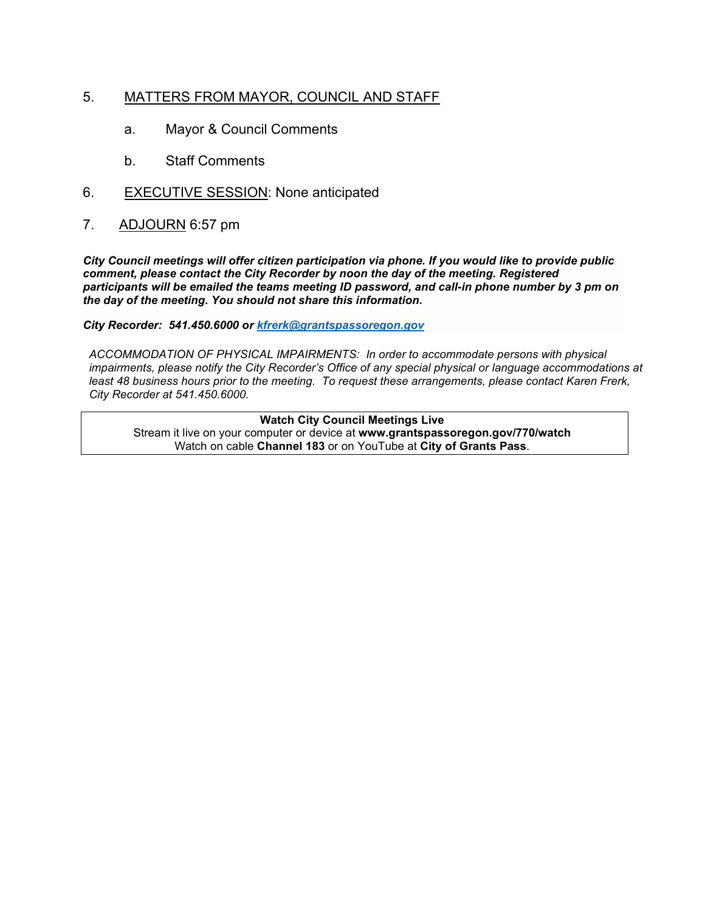5. MATTERS FROM MAYOR, COUNCIL AND STAFF

   a. Mayor & Council Comments

   b. Staff Comments

6. EXECUTIVE SESSION: None anticipated

7. ADJOURN 6:57 pm

***City Council meetings will offer citizen participation via phone. If you would like to provide public comment, please contact the City Recorder by noon the day of the meeting. Registered participants will be emailed the teams meeting ID password, and call-in phone number by 3 pm on the day of the meeting. You should not share this information.***

***City Recorder: 541.450.6000 or kfrerk@grantspassoregon.gov***

*ACCOMMODATION OF PHYSICAL IMPAIRMENTS: In order to accommodate persons with physical impairments, please notify the City Recorder's Office of any special physical or language accommodations at least 48 business hours prior to the meeting. To request these arrangements, please contact Karen Frerk, City Recorder at 541.450.6000.*

**Watch City Council Meetings Live**
Stream it live on your computer or device at **www.grantspassoregon.gov/770/watch**
Watch on cable **Channel 183** or on YouTube at **City of Grants Pass**.